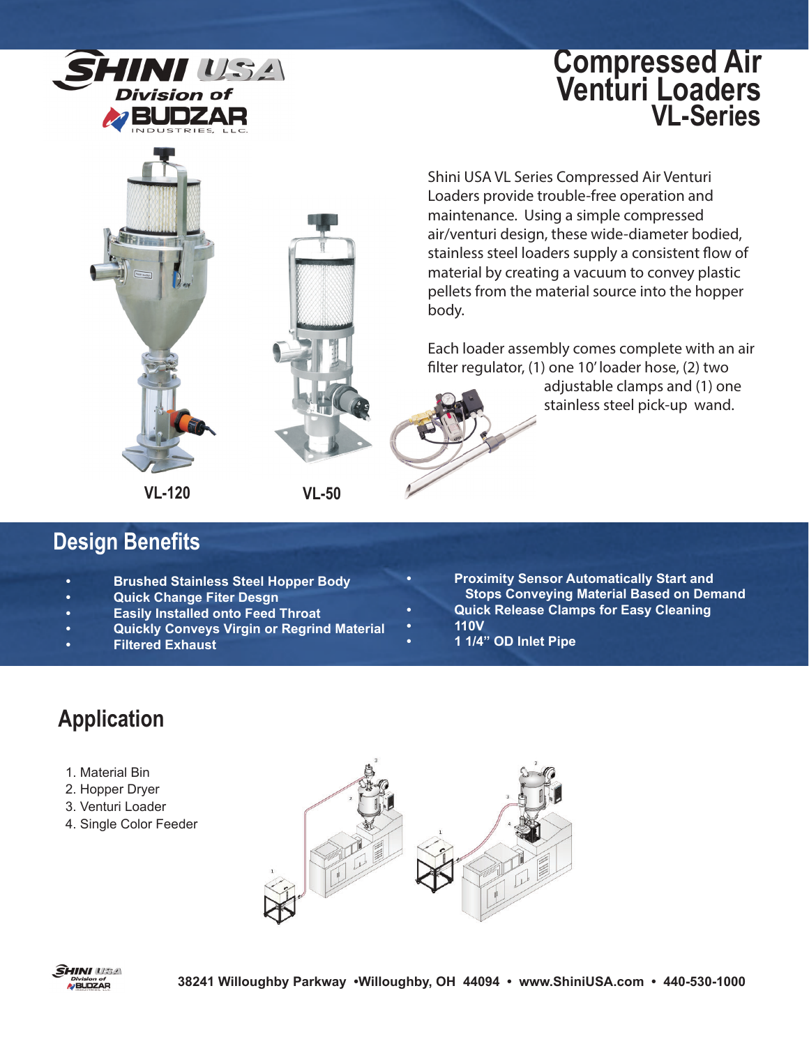SHINI USA
Division of
BUDZAR INDUSTRIES, LLC.

# Compressed Air Venturi Loaders VL-Series

Shini USA VL Series Compressed Air Venturi Loaders provide trouble-free operation and maintenance. Using a simple compressed air/venturi design, these wide-diameter bodied, stainless steel loaders supply a consistent flow of material by creating a vacuum to convey plastic pellets from the material source into the hopper body.

Each loader assembly comes complete with an air filter regulator, (1) one 10' loader hose, (2) two adjustable clamps and (1) one stainless steel pick-up wand.

VL-120

VL-50

## Design Benefits

- **Brushed Stainless Steel Hopper Body**
- **Quick Change Fiter Desgn**
- **Easily Installed onto Feed Throat**
- **Quickly Conveys Virgin or Regrind Material**
- **Filtered Exhaust**
- **Proximity Sensor Automatically Start and Stops Conveying Material Based on Demand**
- **Quick Release Clamps for Easy Cleaning**
- **110V**
- **1 1/4" OD Inlet Pipe**

## Application

1. Material Bin
2. Hopper Dryer
3. Venturi Loader
4. Single Color Feeder

**38241 Willoughby Parkway •Willoughby, OH 44094 • www.ShiniUSA.com • 440-530-1000**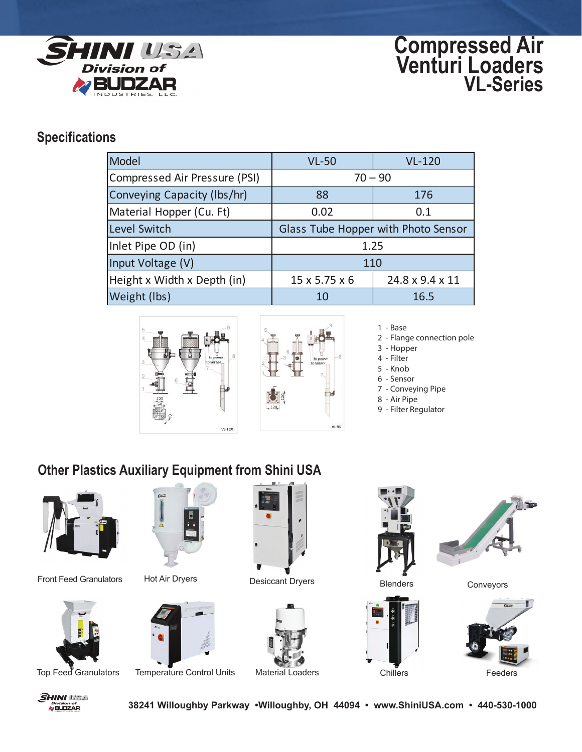# Compressed Air Venturi Loaders VL-Series

## Specifications

| Model | VL-50 | VL-120 |
|---|---|---|
| Compressed Air Pressure (PSI) | 70 – 90 | |
| Conveying Capacity (lbs/hr) | 88 | 176 |
| Material Hopper (Cu. Ft) | 0.02 | 0.1 |
| Level Switch | Glass Tube Hopper with Photo Sensor | |
| Inlet Pipe OD (in) | 1.25 | |
| Input Voltage (V) | 110 | |
| Height x Width x Depth (in) | 15 x 5.75 x 6 | 24.8 x 9.4 x 11 |
| Weight (lbs) | 10 | 16.5 |

1 - Base
2 - Flange connection pole
3 - Hopper
4 - Filter
5 - Knob
6 - Sensor
7 - Conveying Pipe
8 - Air Pipe
9 - Filter Regulator

## Other Plastics Auxiliary Equipment from Shini USA

Front Feed Granulators

Hot Air Dryers

Desiccant Dryers

Blenders

Conveyors

Top Feed Granulators

Temperature Control Units

Material Loaders

Chillers

Feeders

**38241 Willoughby Parkway •Willoughby, OH 44094 • www.ShiniUSA.com • 440-530-1000**